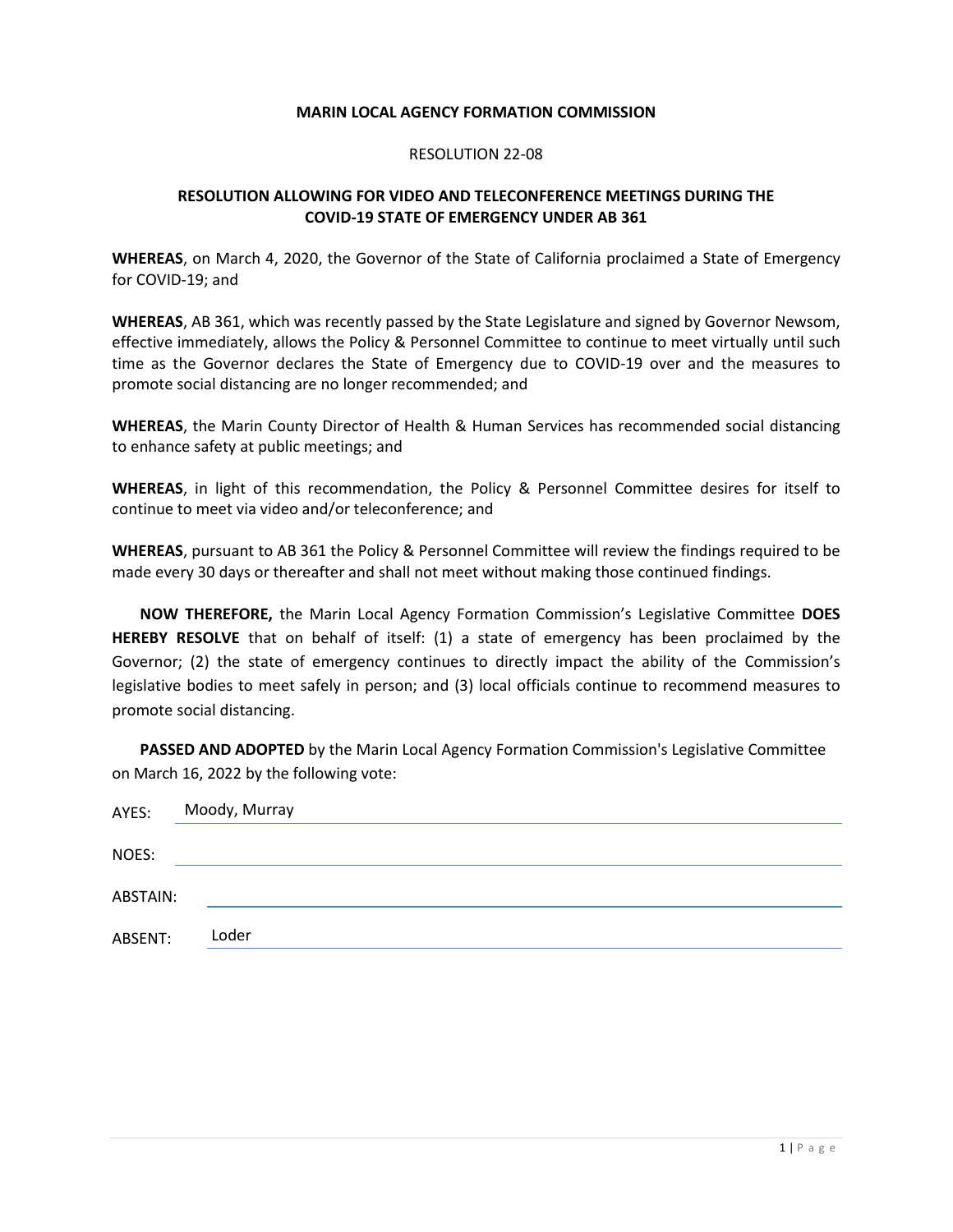**MARIN LOCAL AGENCY FORMATION COMMISSION**

RESOLUTION 22-08

**RESOLUTION ALLOWING FOR VIDEO AND TELECONFERENCE MEETINGS DURING THE COVID-19 STATE OF EMERGENCY UNDER AB 361**

**WHEREAS**, on March 4, 2020, the Governor of the State of California proclaimed a State of Emergency for COVID-19; and

**WHEREAS**, AB 361, which was recently passed by the State Legislature and signed by Governor Newsom, effective immediately, allows the Policy & Personnel Committee to continue to meet virtually until such time as the Governor declares the State of Emergency due to COVID-19 over and the measures to promote social distancing are no longer recommended; and

**WHEREAS**, the Marin County Director of Health & Human Services has recommended social distancing to enhance safety at public meetings; and

**WHEREAS**, in light of this recommendation, the Policy & Personnel Committee desires for itself to continue to meet via video and/or teleconference; and

**WHEREAS**, pursuant to AB 361 the Policy & Personnel Committee will review the findings required to be made every 30 days or thereafter and shall not meet without making those continued findings.

**NOW THEREFORE,** the Marin Local Agency Formation Commission's Legislative Committee **DOES HEREBY RESOLVE** that on behalf of itself: (1) a state of emergency has been proclaimed by the Governor; (2) the state of emergency continues to directly impact the ability of the Commission's legislative bodies to meet safely in person; and (3) local officials continue to recommend measures to promote social distancing.

**PASSED AND ADOPTED** by the Marin Local Agency Formation Commission's Legislative Committee on March 16, 2022 by the following vote:

AYES: Moody, Murray

NOES:

ABSTAIN:

ABSENT: Loder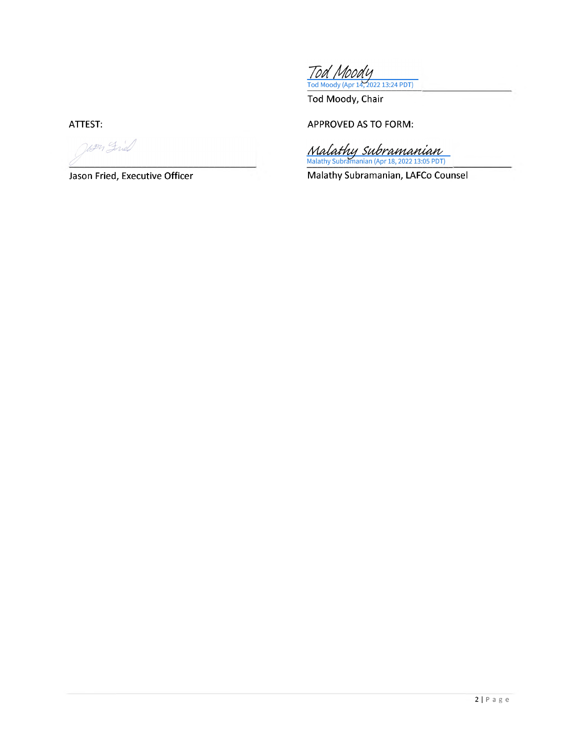Tod Moody
Tod Moody (Apr 14, 2022 13:24 PDT)

Tod Moody, Chair

ATTEST:

Jason Fried, Executive Officer

APPROVED AS TO FORM:

Malathy Subramanian
Malathy Subramanian (Apr 18, 2022 13:05 PDT)

Malathy Subramanian, LAFCo Counsel